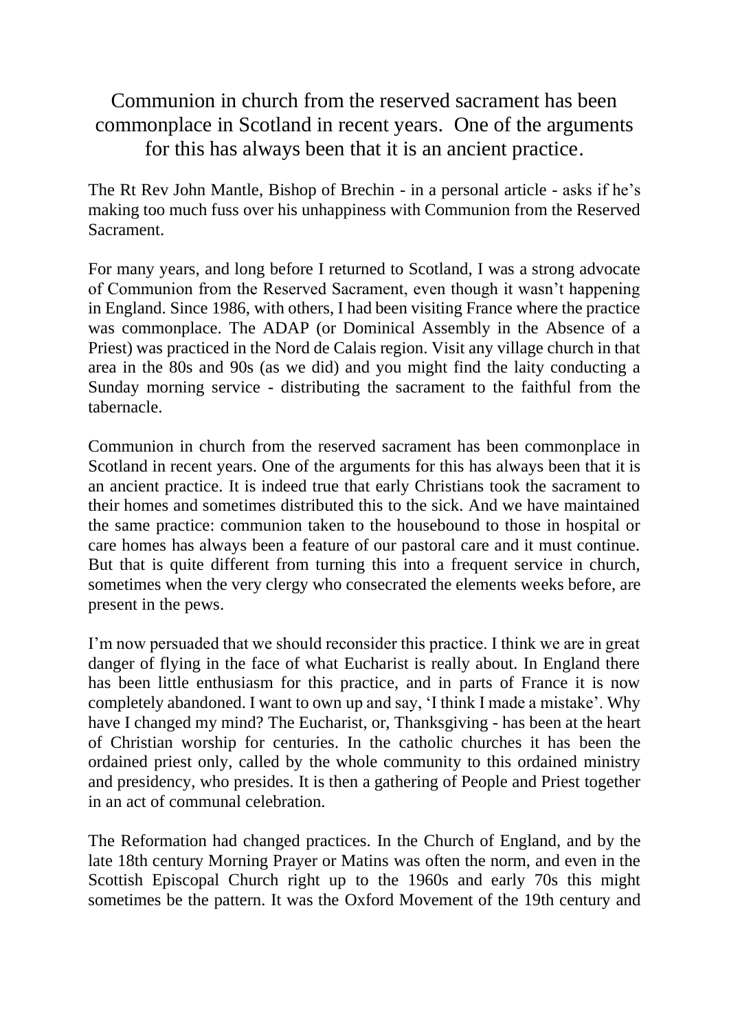# Communion in church from the reserved sacrament has been commonplace in Scotland in recent years. One of the arguments for this has always been that it is an ancient practice.

The Rt Rev John Mantle, Bishop of Brechin - in a personal article - asks if he's making too much fuss over his unhappiness with Communion from the Reserved Sacrament.

For many years, and long before I returned to Scotland, I was a strong advocate of Communion from the Reserved Sacrament, even though it wasn't happening in England. Since 1986, with others, I had been visiting France where the practice was commonplace. The ADAP (or Dominical Assembly in the Absence of a Priest) was practiced in the Nord de Calais region. Visit any village church in that area in the 80s and 90s (as we did) and you might find the laity conducting a Sunday morning service - distributing the sacrament to the faithful from the tabernacle.

Communion in church from the reserved sacrament has been commonplace in Scotland in recent years. One of the arguments for this has always been that it is an ancient practice. It is indeed true that early Christians took the sacrament to their homes and sometimes distributed this to the sick. And we have maintained the same practice: communion taken to the housebound to those in hospital or care homes has always been a feature of our pastoral care and it must continue. But that is quite different from turning this into a frequent service in church, sometimes when the very clergy who consecrated the elements weeks before, are present in the pews.

I'm now persuaded that we should reconsider this practice. I think we are in great danger of flying in the face of what Eucharist is really about. In England there has been little enthusiasm for this practice, and in parts of France it is now completely abandoned. I want to own up and say, 'I think I made a mistake'. Why have I changed my mind? The Eucharist, or, Thanksgiving - has been at the heart of Christian worship for centuries. In the catholic churches it has been the ordained priest only, called by the whole community to this ordained ministry and presidency, who presides. It is then a gathering of People and Priest together in an act of communal celebration.

The Reformation had changed practices. In the Church of England, and by the late 18th century Morning Prayer or Matins was often the norm, and even in the Scottish Episcopal Church right up to the 1960s and early 70s this might sometimes be the pattern. It was the Oxford Movement of the 19th century and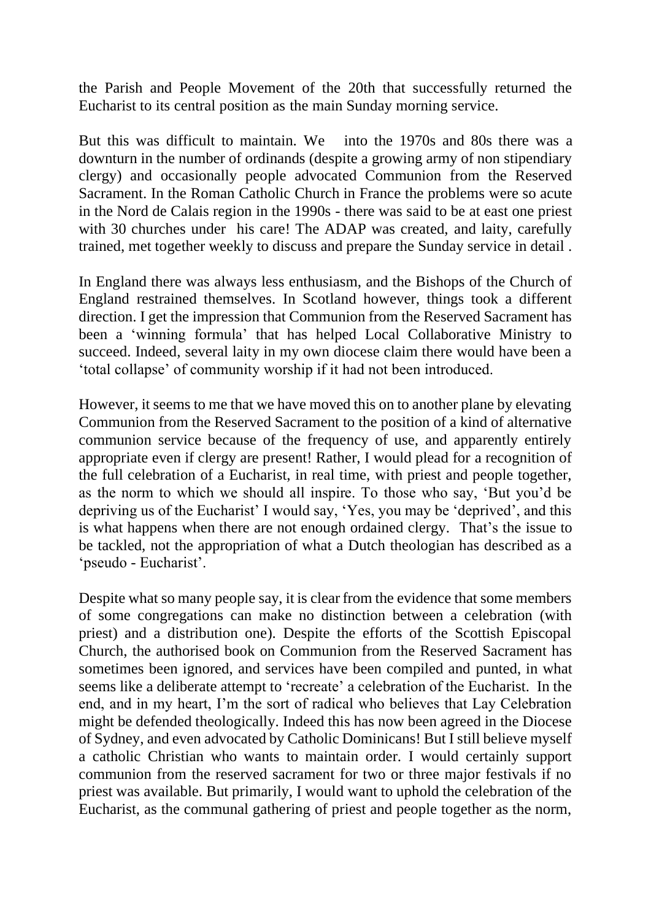the Parish and People Movement of the 20th that successfully returned the Eucharist to its central position as the main Sunday morning service.

But this was difficult to maintain. We into the 1970s and 80s there was a downturn in the number of ordinands (despite a growing army of non stipendiary clergy) and occasionally people advocated Communion from the Reserved Sacrament. In the Roman Catholic Church in France the problems were so acute in the Nord de Calais region in the 1990s - there was said to be at east one priest with 30 churches under his care! The ADAP was created, and laity, carefully trained, met together weekly to discuss and prepare the Sunday service in detail .

In England there was always less enthusiasm, and the Bishops of the Church of England restrained themselves. In Scotland however, things took a different direction. I get the impression that Communion from the Reserved Sacrament has been a 'winning formula' that has helped Local Collaborative Ministry to succeed. Indeed, several laity in my own diocese claim there would have been a 'total collapse' of community worship if it had not been introduced.

However, it seems to me that we have moved this on to another plane by elevating Communion from the Reserved Sacrament to the position of a kind of alternative communion service because of the frequency of use, and apparently entirely appropriate even if clergy are present! Rather, I would plead for a recognition of the full celebration of a Eucharist, in real time, with priest and people together, as the norm to which we should all inspire. To those who say, 'But you'd be depriving us of the Eucharist' I would say, 'Yes, you may be 'deprived', and this is what happens when there are not enough ordained clergy. That's the issue to be tackled, not the appropriation of what a Dutch theologian has described as a 'pseudo - Eucharist'.

Despite what so many people say, it is clear from the evidence that some members of some congregations can make no distinction between a celebration (with priest) and a distribution one). Despite the efforts of the Scottish Episcopal Church, the authorised book on Communion from the Reserved Sacrament has sometimes been ignored, and services have been compiled and punted, in what seems like a deliberate attempt to 'recreate' a celebration of the Eucharist. In the end, and in my heart, I'm the sort of radical who believes that Lay Celebration might be defended theologically. Indeed this has now been agreed in the Diocese of Sydney, and even advocated by Catholic Dominicans! But I still believe myself a catholic Christian who wants to maintain order. I would certainly support communion from the reserved sacrament for two or three major festivals if no priest was available. But primarily, I would want to uphold the celebration of the Eucharist, as the communal gathering of priest and people together as the norm,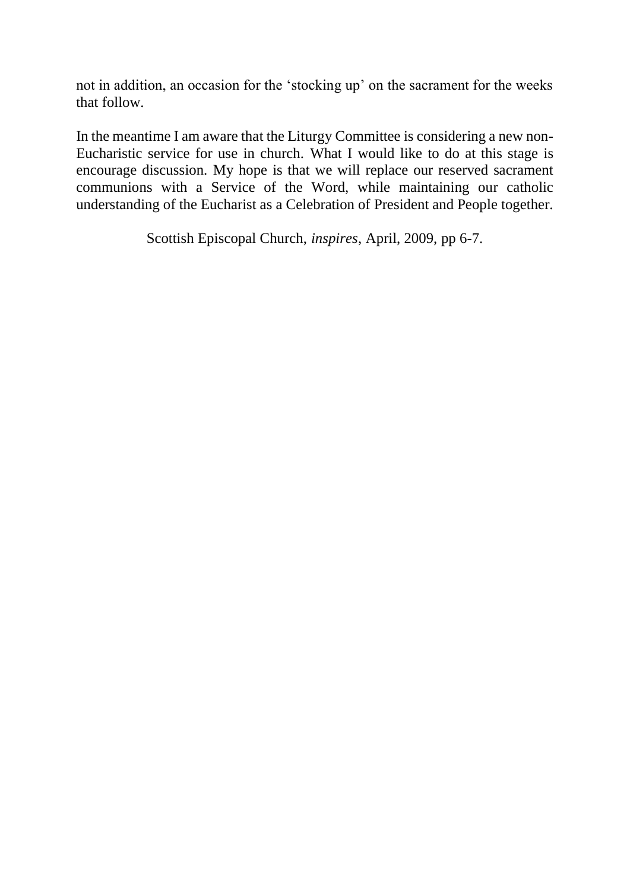not in addition, an occasion for the 'stocking up' on the sacrament for the weeks that follow.

In the meantime I am aware that the Liturgy Committee is considering a new non-Eucharistic service for use in church. What I would like to do at this stage is encourage discussion. My hope is that we will replace our reserved sacrament communions with a Service of the Word, while maintaining our catholic understanding of the Eucharist as a Celebration of President and People together.

Scottish Episcopal Church, *inspires*, April, 2009, pp 6-7.